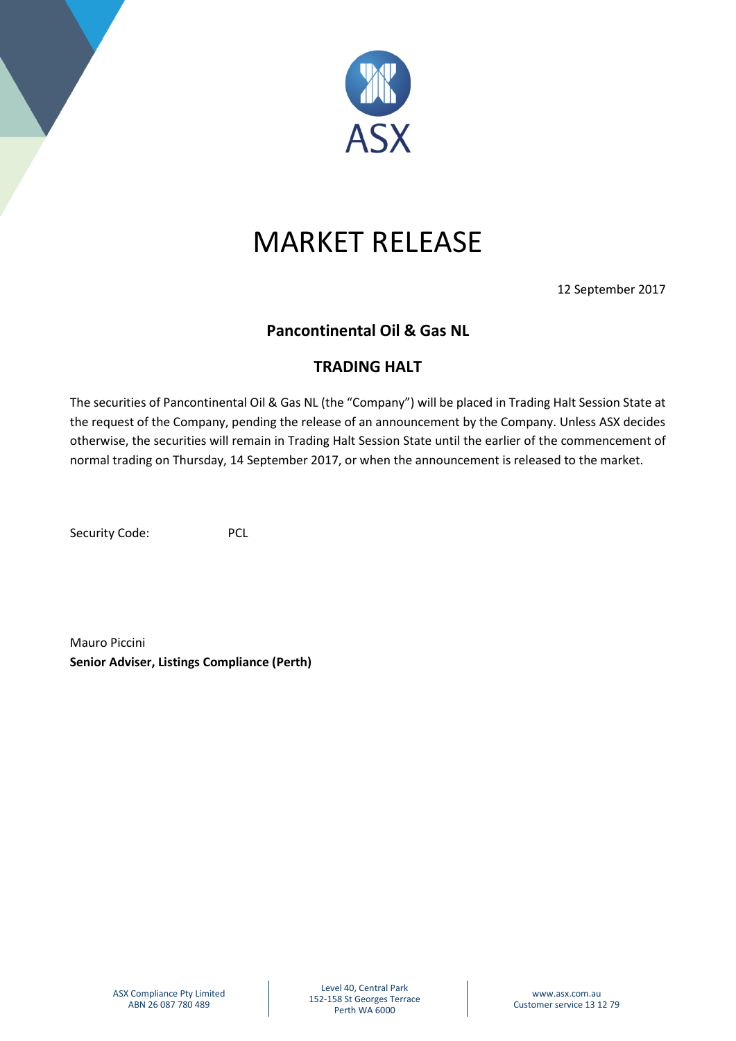# MARKET RELEASE

12 September 2017

## Pancontinental Oil & Gas NL

## TRADING HALT

The securities of Pancontinental Oil & Gas NL (the "Company") will be placed in Trading Halt Session State at the request of the Company, pending the release of an announcement by the Company. Unless ASX decides otherwise, the securities will remain in Trading Halt Session State until the earlier of the commencement of normal trading on Thursday, 14 September 2017, or when the announcement is released to the market.

Security Code: PCL

Mauro Piccini
**Senior Adviser, Listings Compliance (Perth)**

ASX Compliance Pty Limited
ABN 26 087 780 489

Level 40, Central Park
152-158 St Georges Terrace
Perth WA 6000

www.asx.com.au
Customer service 13 12 79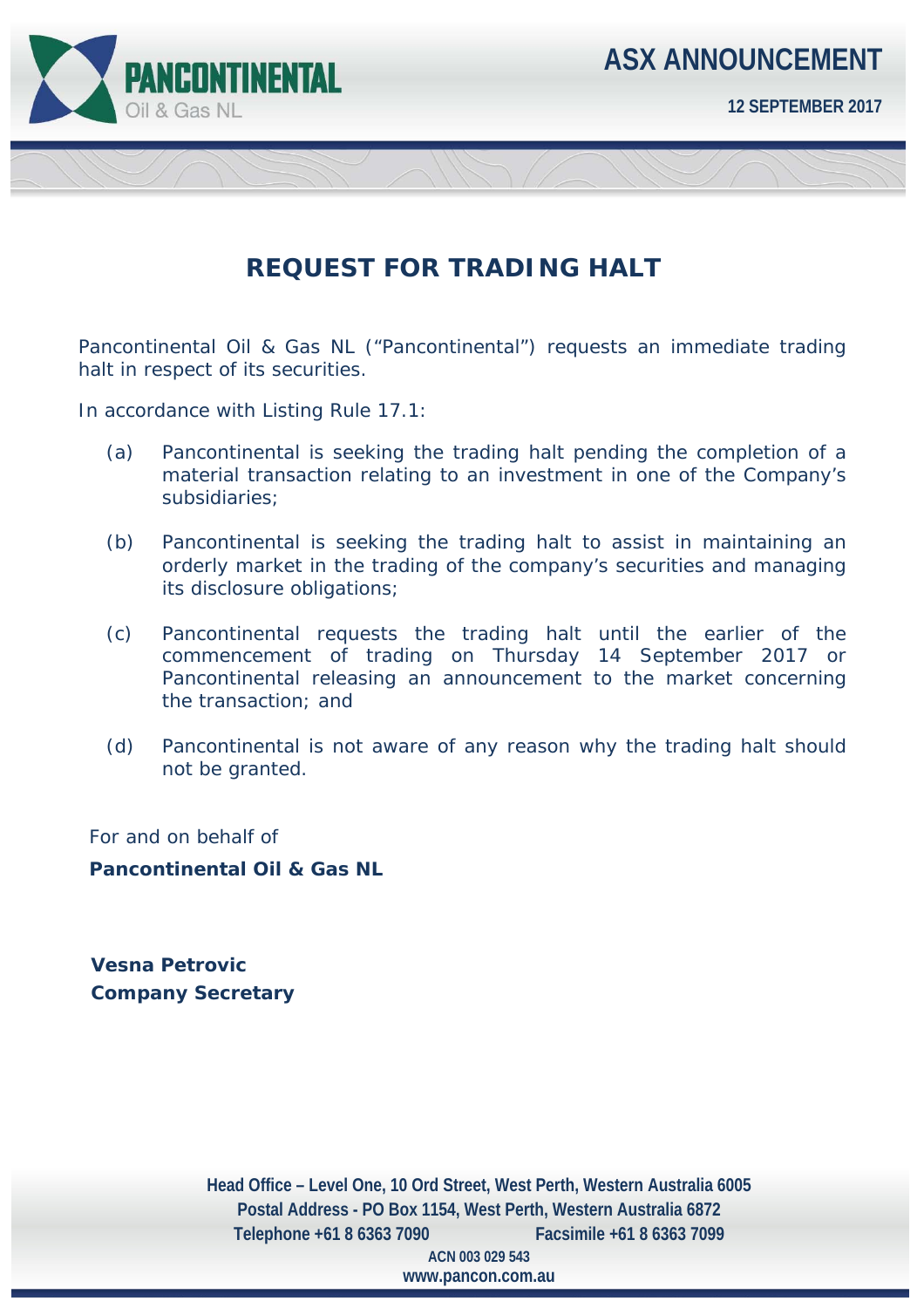**ASX ANNOUNCEMENT**

**12 SEPTEMBER 2017**

# REQUEST FOR TRADING HALT

Pancontinental Oil & Gas NL ("Pancontinental") requests an immediate trading halt in respect of its securities.

In accordance with Listing Rule 17.1:

(a) Pancontinental is seeking the trading halt pending the completion of a material transaction relating to an investment in one of the Company's subsidiaries;

(b) Pancontinental is seeking the trading halt to assist in maintaining an orderly market in the trading of the company's securities and managing its disclosure obligations;

(c) Pancontinental requests the trading halt until the earlier of the commencement of trading on Thursday 14 September 2017 or Pancontinental releasing an announcement to the market concerning the transaction; and

(d) Pancontinental is not aware of any reason why the trading halt should not be granted.

For and on behalf of

**Pancontinental Oil & Gas NL**

**Vesna Petrovic**
**Company Secretary**

**Head Office – Level One, 10 Ord Street, West Perth, Western Australia 6005**
**Postal Address - PO Box 1154, West Perth, Western Australia 6872**
**Telephone +61 8 6363 7090 Facsimile +61 8 6363 7099**
**ACN 003 029 543**
**www.pancon.com.au**